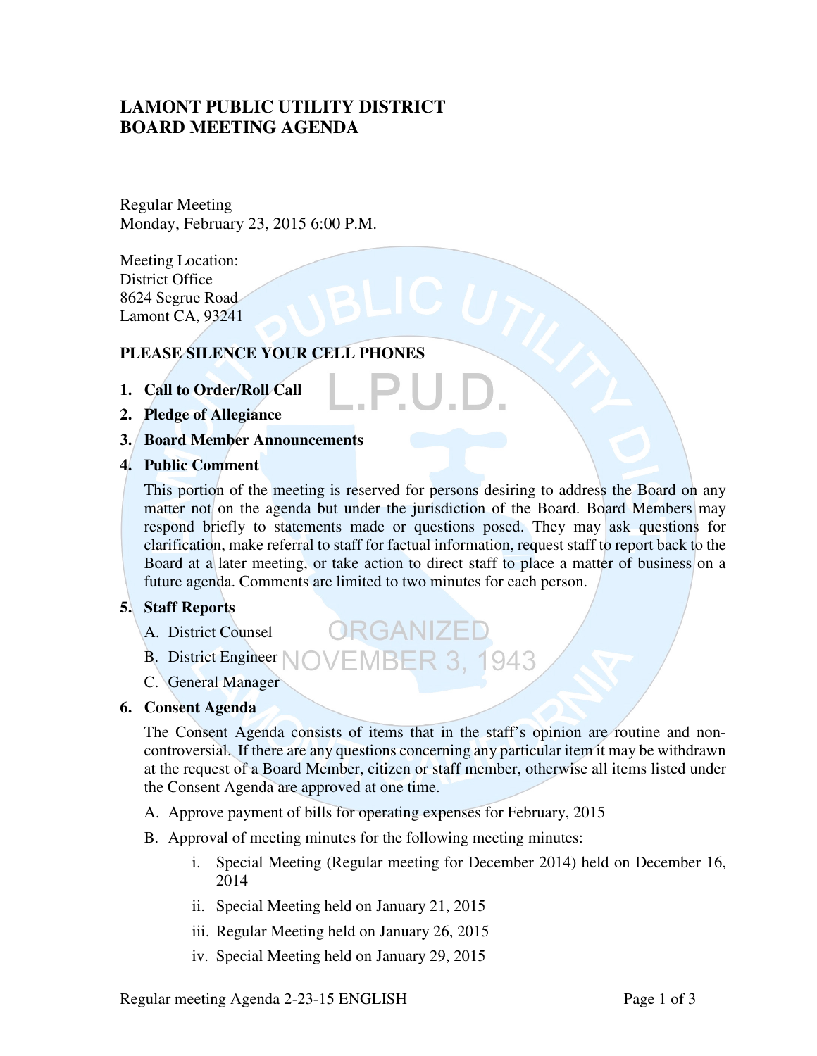# LAMONT PUBLIC UTILITY DISTRICT
# BOARD MEETING AGENDA

Regular Meeting
Monday, February 23, 2015 6:00 P.M.

Meeting Location:
District Office
8624 Segrue Road
Lamont CA, 93241

**PLEASE SILENCE YOUR CELL PHONES**

1. **Call to Order/Roll Call**
2. **Pledge of Allegiance**
3. **Board Member Announcements**
4. **Public Comment**

   This portion of the meeting is reserved for persons desiring to address the Board on any matter not on the agenda but under the jurisdiction of the Board. Board Members may respond briefly to statements made or questions posed. They may ask questions for clarification, make referral to staff for factual information, request staff to report back to the Board at a later meeting, or take action to direct staff to place a matter of business on a future agenda. Comments are limited to two minutes for each person.

5. **Staff Reports**
   - A. District Counsel
   - B. District Engineer
   - C. General Manager
6. **Consent Agenda**

   The Consent Agenda consists of items that in the staff's opinion are routine and non-controversial. If there are any questions concerning any particular item it may be withdrawn at the request of a Board Member, citizen or staff member, otherwise all items listed under the Consent Agenda are approved at one time.

   - A. Approve payment of bills for operating expenses for February, 2015
   - B. Approval of meeting minutes for the following meeting minutes:
     - i. Special Meeting (Regular meeting for December 2014) held on December 16, 2014
     - ii. Special Meeting held on January 21, 2015
     - iii. Regular Meeting held on January 26, 2015
     - iv. Special Meeting held on January 29, 2015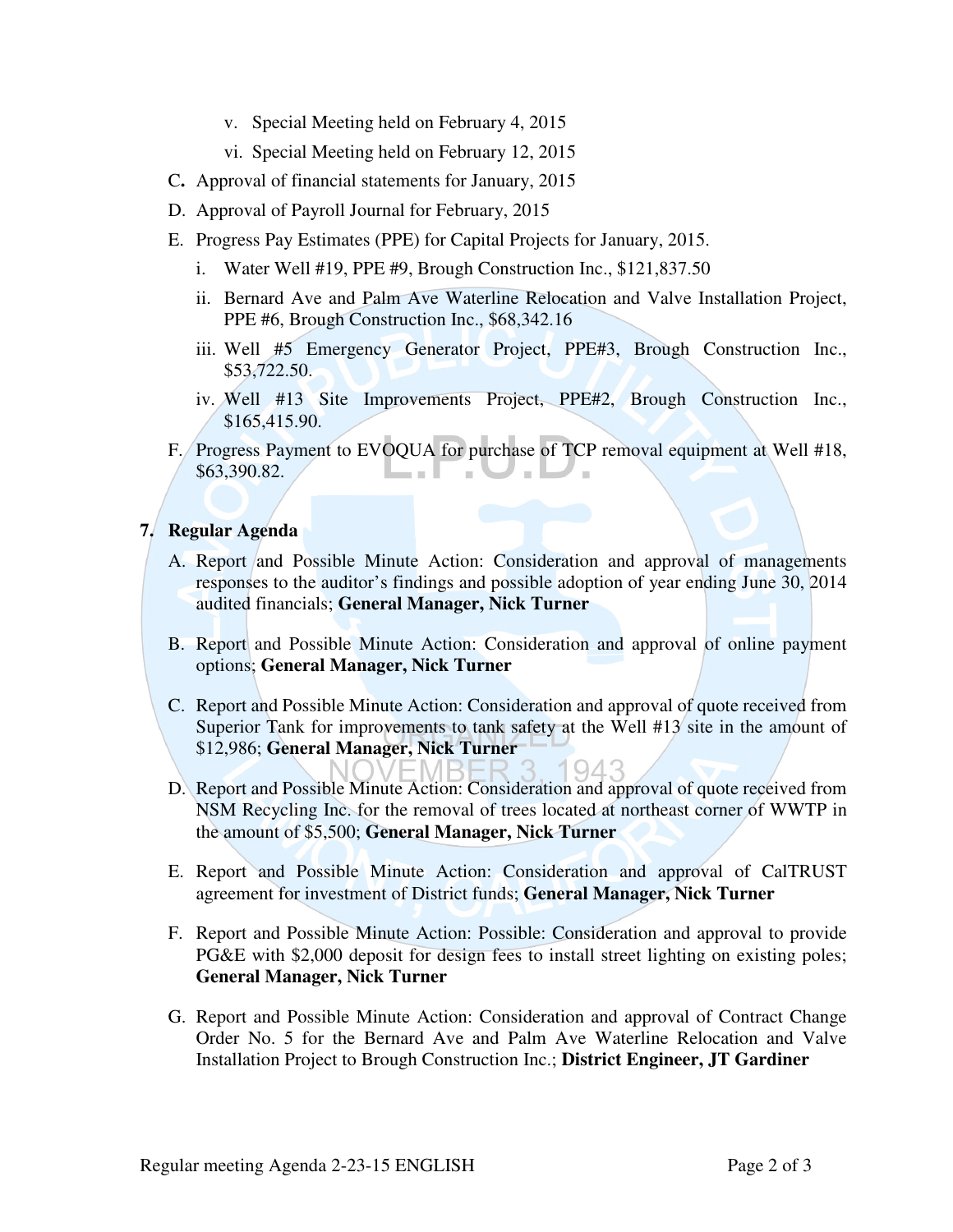- v. Special Meeting held on February 4, 2015
   - vi. Special Meeting held on February 12, 2015

C. Approval of financial statements for January, 2015

D. Approval of Payroll Journal for February, 2015

E. Progress Pay Estimates (PPE) for Capital Projects for January, 2015.
   - i. Water Well #19, PPE #9, Brough Construction Inc., $121,837.50
   - ii. Bernard Ave and Palm Ave Waterline Relocation and Valve Installation Project, PPE #6, Brough Construction Inc., $68,342.16
   - iii. Well #5 Emergency Generator Project, PPE#3, Brough Construction Inc., $53,722.50.
   - iv. Well #13 Site Improvements Project, PPE#2, Brough Construction Inc., $165,415.90.

F. Progress Payment to EVOQUA for purchase of TCP removal equipment at Well #18, $63,390.82.

**7. Regular Agenda**

A. Report and Possible Minute Action: Consideration and approval of managements responses to the auditor's findings and possible adoption of year ending June 30, 2014 audited financials; **General Manager, Nick Turner**

B. Report and Possible Minute Action: Consideration and approval of online payment options; **General Manager, Nick Turner**

C. Report and Possible Minute Action: Consideration and approval of quote received from Superior Tank for improvements to tank safety at the Well #13 site in the amount of $12,986; **General Manager, Nick Turner**

D. Report and Possible Minute Action: Consideration and approval of quote received from NSM Recycling Inc. for the removal of trees located at northeast corner of WWTP in the amount of $5,500; **General Manager, Nick Turner**

E. Report and Possible Minute Action: Consideration and approval of CalTRUST agreement for investment of District funds; **General Manager, Nick Turner**

F. Report and Possible Minute Action: Possible: Consideration and approval to provide PG&E with $2,000 deposit for design fees to install street lighting on existing poles; **General Manager, Nick Turner**

G. Report and Possible Minute Action: Consideration and approval of Contract Change Order No. 5 for the Bernard Ave and Palm Ave Waterline Relocation and Valve Installation Project to Brough Construction Inc.; **District Engineer, JT Gardiner**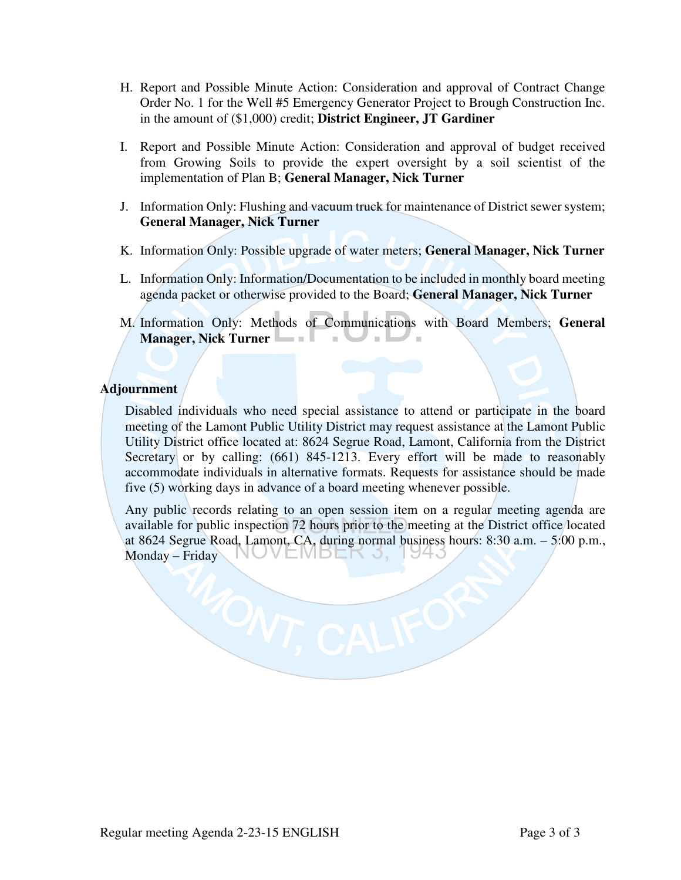H. Report and Possible Minute Action: Consideration and approval of Contract Change Order No. 1 for the Well #5 Emergency Generator Project to Brough Construction Inc. in the amount of ($1,000) credit; **District Engineer, JT Gardiner**

I. Report and Possible Minute Action: Consideration and approval of budget received from Growing Soils to provide the expert oversight by a soil scientist of the implementation of Plan B; **General Manager, Nick Turner**

J. Information Only: Flushing and vacuum truck for maintenance of District sewer system; **General Manager, Nick Turner**

K. Information Only: Possible upgrade of water meters; **General Manager, Nick Turner**

L. Information Only: Information/Documentation to be included in monthly board meeting agenda packet or otherwise provided to the Board; **General Manager, Nick Turner**

M. Information Only: Methods of Communications with Board Members; **General Manager, Nick Turner**

**Adjournment**

Disabled individuals who need special assistance to attend or participate in the board meeting of the Lamont Public Utility District may request assistance at the Lamont Public Utility District office located at: 8624 Segrue Road, Lamont, California from the District Secretary or by calling: (661) 845-1213. Every effort will be made to reasonably accommodate individuals in alternative formats. Requests for assistance should be made five (5) working days in advance of a board meeting whenever possible.

Any public records relating to an open session item on a regular meeting agenda are available for public inspection 72 hours prior to the meeting at the District office located at 8624 Segrue Road, Lamont, CA, during normal business hours: 8:30 a.m. – 5:00 p.m., Monday – Friday